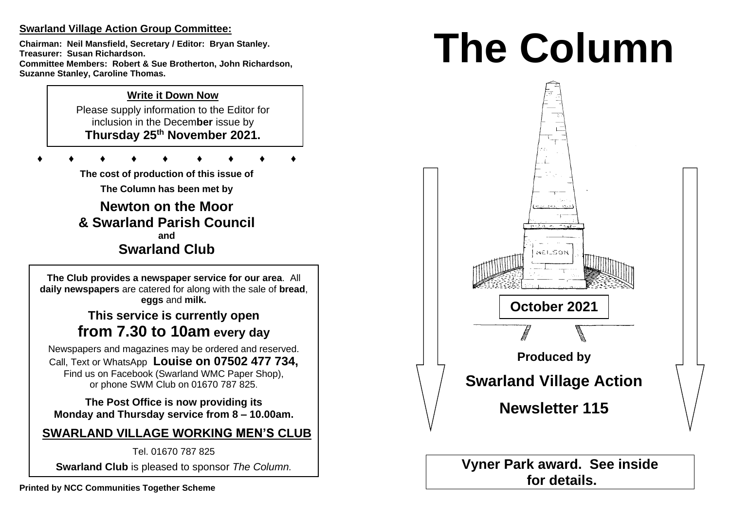**Swarland Village Action Group Committee:**

**Chairman: Neil Mansfield, Secretary / Editor: Bryan Stanley.**
**Treasurer: Susan Richardson.**
**Committee Members: Robert & Sue Brotherton, John Richardson, Suzanne Stanley, Caroline Thomas.**

**Write it Down Now**

Please supply information to the Editor for inclusion in the Decem**ber** issue by
**Thursday 25th November 2021.**

♦ ♦ ♦ ♦ ♦ ♦ ♦ ♦ ♦

**The cost of production of this issue of The Column has been met by**

## Newton on the Moor & Swarland Parish Council

**and**

## Swarland Club

**The Club provides a newspaper service for our area**. All **daily newspapers** are catered for along with the sale of **bread**, **eggs** and **milk.**

**This service is currently open from 7.30 to 10am every day**

Newspapers and magazines may be ordered and reserved. Call, Text or WhatsApp **Louise on 07502 477 734,** Find us on Facebook (Swarland WMC Paper Shop), or phone SWM Club on 01670 787 825.

**The Post Office is now providing its Monday and Thursday service from 8 – 10.00am.**

**SWARLAND VILLAGE WORKING MEN'S CLUB**

Tel. 01670 787 825

**Swarland Club** is pleased to sponsor *The Column.*

**Printed by NCC Communities Together Scheme**

# The Column

NELSON

**October 2021**

**Produced by**

## Swarland Village Action

## Newsletter 115

**Vyner Park award. See inside for details.**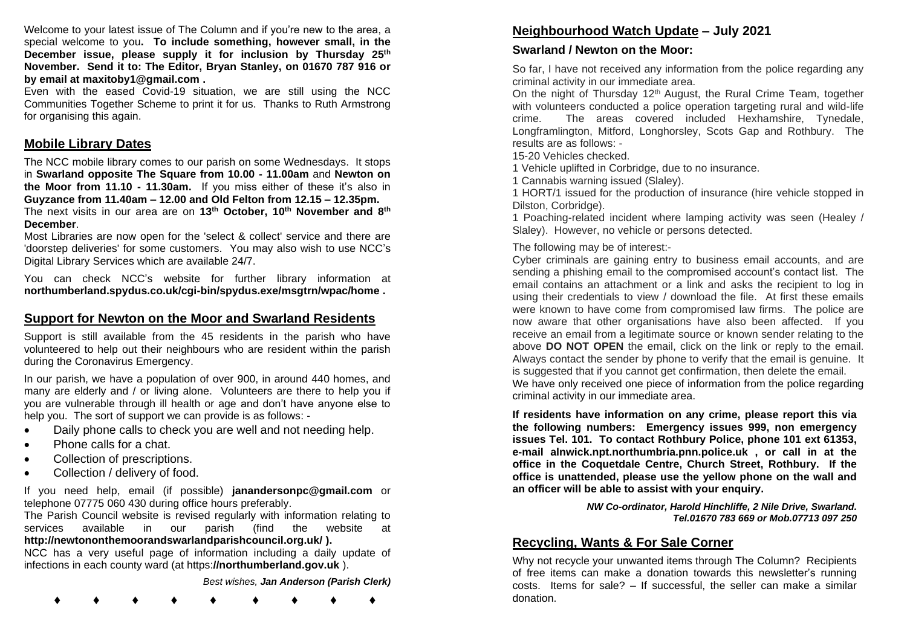Welcome to your latest issue of The Column and if you're new to the area, a special welcome to you**. To include something, however small, in the December issue, please supply it for inclusion by Thursday 25th November. Send it to: The Editor, Bryan Stanley, on 01670 787 916 or by email at maxitoby1@gmail.com .**

Even with the eased Covid-19 situation, we are still using the NCC Communities Together Scheme to print it for us. Thanks to Ruth Armstrong for organising this again.

## Mobile Library Dates

The NCC mobile library comes to our parish on some Wednesdays. It stops in **Swarland opposite The Square from 10.00 - 11.00am** and **Newton on the Moor from 11.10 - 11.30am.** If you miss either of these it's also in **Guyzance from 11.40am – 12.00 and Old Felton from 12.15 – 12.35pm.**

The next visits in our area are on **13th October, 10th November and 8th December**.

Most Libraries are now open for the 'select & collect' service and there are 'doorstep deliveries' for some customers. You may also wish to use NCC's Digital Library Services which are available 24/7.

You can check NCC's website for further library information at **northumberland.spydus.co.uk/cgi-bin/spydus.exe/msgtrn/wpac/home .**

## Support for Newton on the Moor and Swarland Residents

Support is still available from the 45 residents in the parish who have volunteered to help out their neighbours who are resident within the parish during the Coronavirus Emergency.

In our parish, we have a population of over 900, in around 440 homes, and many are elderly and / or living alone. Volunteers are there to help you if you are vulnerable through ill health or age and don't have anyone else to help you. The sort of support we can provide is as follows: -

- Daily phone calls to check you are well and not needing help.
- Phone calls for a chat.
- Collection of prescriptions.
- Collection / delivery of food.

If you need help, email (if possible) **janandersonpc@gmail.com** or telephone 07775 060 430 during office hours preferably.

The Parish Council website is revised regularly with information relating to services available in our parish (find the website at **http://newtononthemoorandswarlandparishcouncil.org.uk/ ).**

NCC has a very useful page of information including a daily update of infections in each county ward (at https:**//northumberland.gov.uk** ).

*Best wishes,* ***Jan Anderson (Parish Clerk)***

♦ ♦ ♦ ♦ ♦ ♦ ♦ ♦ ♦

## Neighbourhood Watch Update – July 2021

### Swarland / Newton on the Moor:

So far, I have not received any information from the police regarding any criminal activity in our immediate area.

On the night of Thursday 12th August, the Rural Crime Team, together with volunteers conducted a police operation targeting rural and wild-life crime. The areas covered included Hexhamshire, Tynedale, Longframlington, Mitford, Longhorsley, Scots Gap and Rothbury. The results are as follows: -

15-20 Vehicles checked.

1 Vehicle uplifted in Corbridge, due to no insurance.

1 Cannabis warning issued (Slaley).

1 HORT/1 issued for the production of insurance (hire vehicle stopped in Dilston, Corbridge).

1 Poaching-related incident where lamping activity was seen (Healey / Slaley). However, no vehicle or persons detected.

The following may be of interest:-

Cyber criminals are gaining entry to business email accounts, and are sending a phishing email to the compromised account's contact list. The email contains an attachment or a link and asks the recipient to log in using their credentials to view / download the file. At first these emails were known to have come from compromised law firms. The police are now aware that other organisations have also been affected. If you receive an email from a legitimate source or known sender relating to the above **DO NOT OPEN** the email, click on the link or reply to the email. Always contact the sender by phone to verify that the email is genuine. It is suggested that if you cannot get confirmation, then delete the email.

We have only received one piece of information from the police regarding criminal activity in our immediate area.

**If residents have information on any crime, please report this via the following numbers: Emergency issues 999, non emergency issues Tel. 101. To contact Rothbury Police, phone 101 ext 61353, e-mail alnwick.npt.northumbria.pnn.police.uk , or call in at the office in the Coquetdale Centre, Church Street, Rothbury. If the office is unattended, please use the yellow phone on the wall and an officer will be able to assist with your enquiry.**

***NW Co-ordinator, Harold Hinchliffe, 2 Nile Drive, Swarland. Tel.01670 783 669 or Mob.07713 097 250***

## Recycling, Wants & For Sale Corner

Why not recycle your unwanted items through The Column? Recipients of free items can make a donation towards this newsletter's running costs. Items for sale? – If successful, the seller can make a similar donation.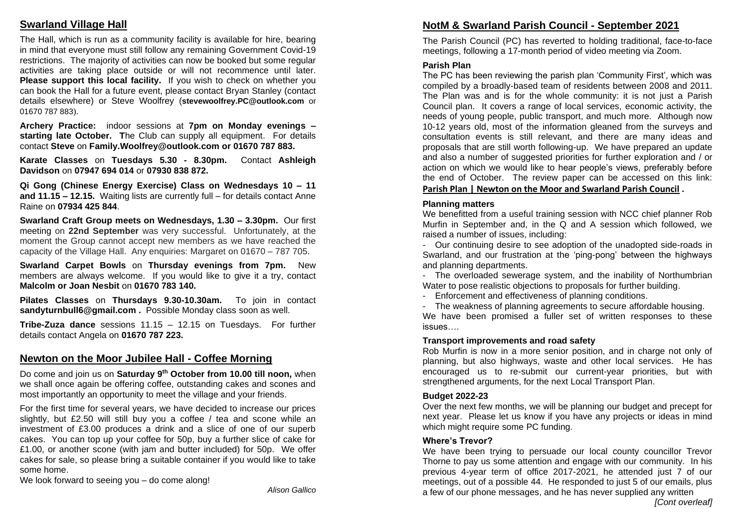## Swarland Village Hall

The Hall, which is run as a community facility is available for hire, bearing in mind that everyone must still follow any remaining Government Covid-19 restrictions. The majority of activities can now be booked but some regular activities are taking place outside or will not recommence until later. **Please support this local facility.** If you wish to check on whether you can book the Hall for a future event, please contact Bryan Stanley (contact details elsewhere) or Steve Woolfrey (**stevewoolfrey.PC@outlook.com** or 01670 787 883).

**Archery Practice:** indoor sessions at **7pm on Monday evenings – starting late October. T**he Club can supply all equipment. For details contact **Steve** on **Family.Woolfrey@outlook.com or 01670 787 883.**

**Karate Classes** on **Tuesdays 5.30 - 8.30pm.** Contact **Ashleigh Davidson** on **07947 694 014** or **07930 838 872.**

**Qi Gong (Chinese Energy Exercise) Class on Wednesdays 10 – 11 and 11.15 – 12.15.** Waiting lists are currently full – for details contact Anne Raine on **07934 425 844**.

**Swarland Craft Group meets on Wednesdays, 1.30 – 3.30pm.** Our first meeting on **22nd September** was very successful. Unfortunately, at the moment the Group cannot accept new members as we have reached the capacity of the Village Hall. Any enquiries: Margaret on 01670 – 787 705.

**Swarland Carpet Bowls** on **Thursday evenings from 7pm.** New members are always welcome. If you would like to give it a try, contact **Malcolm or Joan Nesbit** on **01670 783 140.**

**Pilates Classes** on **Thursdays 9.30-10.30am.** To join in contact **sandyturnbull6@gmail.com .** Possible Monday class soon as well.

**Tribe-Zuza dance** sessions 11.15 – 12.15 on Tuesdays. For further details contact Angela on **01670 787 223.**

## Newton on the Moor Jubilee Hall - Coffee Morning

Do come and join us on **Saturday 9th October from 10.00 till noon,** when we shall once again be offering coffee, outstanding cakes and scones and most importantly an opportunity to meet the village and your friends.

For the first time for several years, we have decided to increase our prices slightly, but £2.50 will still buy you a coffee / tea and scone while an investment of £3.00 produces a drink and a slice of one of our superb cakes. You can top up your coffee for 50p, buy a further slice of cake for £1.00, or another scone (with jam and butter included) for 50p. We offer cakes for sale, so please bring a suitable container if you would like to take some home.

We look forward to seeing you – do come along!

*Alison Gallico*

## NotM & Swarland Parish Council - September 2021

The Parish Council (PC) has reverted to holding traditional, face-to-face meetings, following a 17-month period of video meeting via Zoom.

### Parish Plan

The PC has been reviewing the parish plan 'Community First', which was compiled by a broadly-based team of residents between 2008 and 2011. The Plan was and is for the whole community: it is not just a Parish Council plan. It covers a range of local services, economic activity, the needs of young people, public transport, and much more. Although now 10-12 years old, most of the information gleaned from the surveys and consultation events is still relevant, and there are many ideas and proposals that are still worth following-up. We have prepared an update and also a number of suggested priorities for further exploration and / or action on which we would like to hear people's views, preferably before the end of October. The review paper can be accessed on this link: **Parish Plan | Newton on the Moor and Swarland Parish Council .**

### Planning matters

We benefitted from a useful training session with NCC chief planner Rob Murfin in September and, in the Q and A session which followed, we raised a number of issues, including:

- Our continuing desire to see adoption of the unadopted side-roads in Swarland, and our frustration at the 'ping-pong' between the highways and planning departments.
- The overloaded sewerage system, and the inability of Northumbrian Water to pose realistic objections to proposals for further building.
- Enforcement and effectiveness of planning conditions.
- The weakness of planning agreements to secure affordable housing.

We have been promised a fuller set of written responses to these issues….

### Transport improvements and road safety

Rob Murfin is now in a more senior position, and in charge not only of planning, but also highways, waste and other local services. He has encouraged us to re-submit our current-year priorities, but with strengthened arguments, for the next Local Transport Plan.

### Budget 2022-23

Over the next few months, we will be planning our budget and precept for next year. Please let us know if you have any projects or ideas in mind which might require some PC funding.

### Where's Trevor?

We have been trying to persuade our local county councillor Trevor Thorne to pay us some attention and engage with our community. In his previous 4-year term of office 2017-2021, he attended just 7 of our meetings, out of a possible 44. He responded to just 5 of our emails, plus a few of our phone messages, and he has never supplied any written

*[Cont overleaf]*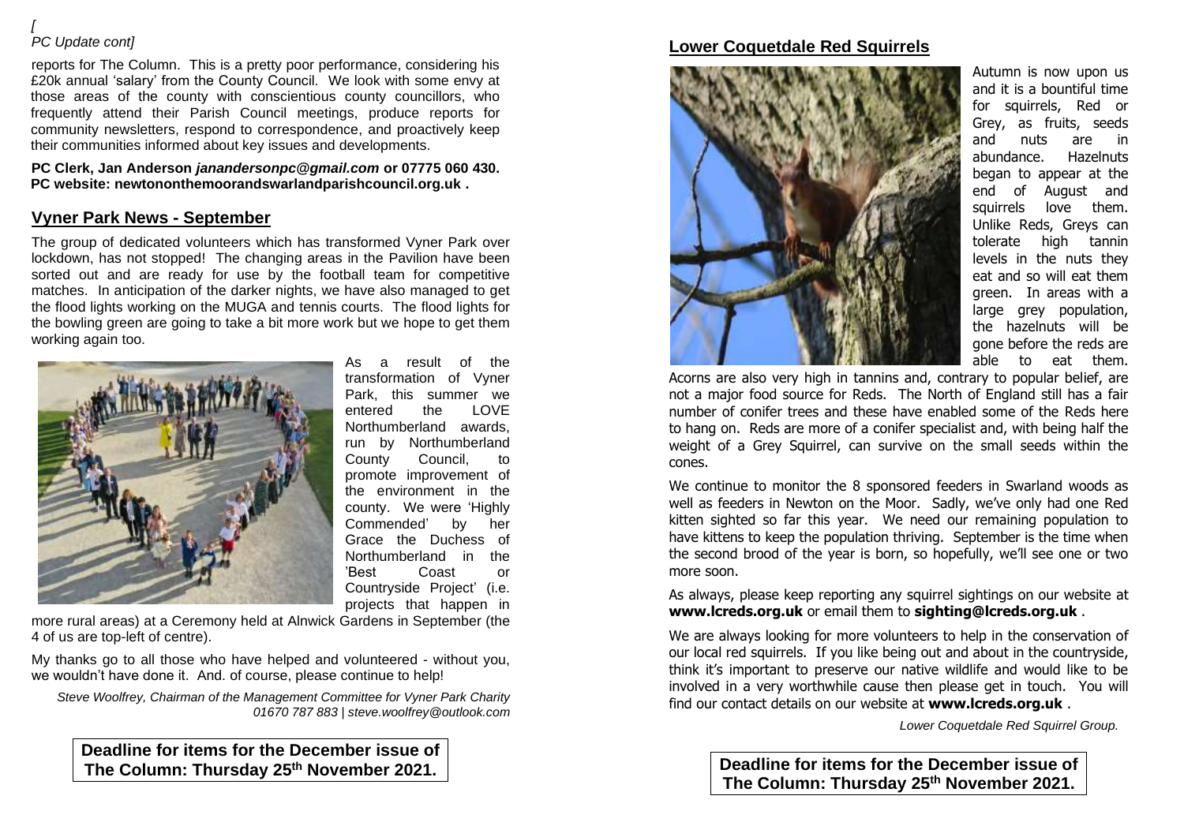*[PC Update cont]*

reports for The Column. This is a pretty poor performance, considering his £20k annual 'salary' from the County Council. We look with some envy at those areas of the county with conscientious county councillors, who frequently attend their Parish Council meetings, produce reports for community newsletters, respond to correspondence, and proactively keep their communities informed about key issues and developments.

**PC Clerk, Jan Anderson *janandersonpc@gmail.com* or 07775 060 430.**
**PC website: newtononthemoorandswarlandparishcouncil.org.uk .**

## Vyner Park News - September

The group of dedicated volunteers which has transformed Vyner Park over lockdown, has not stopped! The changing areas in the Pavilion have been sorted out and are ready for use by the football team for competitive matches. In anticipation of the darker nights, we have also managed to get the flood lights working on the MUGA and tennis courts. The flood lights for the bowling green are going to take a bit more work but we hope to get them working again too.

As a result of the transformation of Vyner Park, this summer we entered the LOVE Northumberland awards, run by Northumberland County Council, to promote improvement of the environment in the county. We were 'Highly Commended' by her Grace the Duchess of Northumberland in the 'Best Coast or Countryside Project' (i.e. projects that happen in more rural areas) at a Ceremony held at Alnwick Gardens in September (the 4 of us are top-left of centre).

My thanks go to all those who have helped and volunteered - without you, we wouldn't have done it. And. of course, please continue to help!

*Steve Woolfrey, Chairman of the Management Committee for Vyner Park Charity 01670 787 883 | steve.woolfrey@outlook.com*

**Deadline for items for the December issue of The Column: Thursday 25th November 2021.**

## Lower Coquetdale Red Squirrels

Autumn is now upon us and it is a bountiful time for squirrels, Red or Grey, as fruits, seeds and nuts are in abundance. Hazelnuts began to appear at the end of August and squirrels love them. Unlike Reds, Greys can tolerate high tannin levels in the nuts they eat and so will eat them green. In areas with a large grey population, the hazelnuts will be gone before the reds are able to eat them. Acorns are also very high in tannins and, contrary to popular belief, are not a major food source for Reds. The North of England still has a fair number of conifer trees and these have enabled some of the Reds here to hang on. Reds are more of a conifer specialist and, with being half the weight of a Grey Squirrel, can survive on the small seeds within the cones.

We continue to monitor the 8 sponsored feeders in Swarland woods as well as feeders in Newton on the Moor. Sadly, we've only had one Red kitten sighted so far this year. We need our remaining population to have kittens to keep the population thriving. September is the time when the second brood of the year is born, so hopefully, we'll see one or two more soon.

As always, please keep reporting any squirrel sightings on our website at **www.lcreds.org.uk** or email them to **sighting@lcreds.org.uk** .

We are always looking for more volunteers to help in the conservation of our local red squirrels. If you like being out and about in the countryside, think it's important to preserve our native wildlife and would like to be involved in a very worthwhile cause then please get in touch. You will find our contact details on our website at **www.lcreds.org.uk** .

*Lower Coquetdale Red Squirrel Group.*

**Deadline for items for the December issue of The Column: Thursday 25th November 2021.**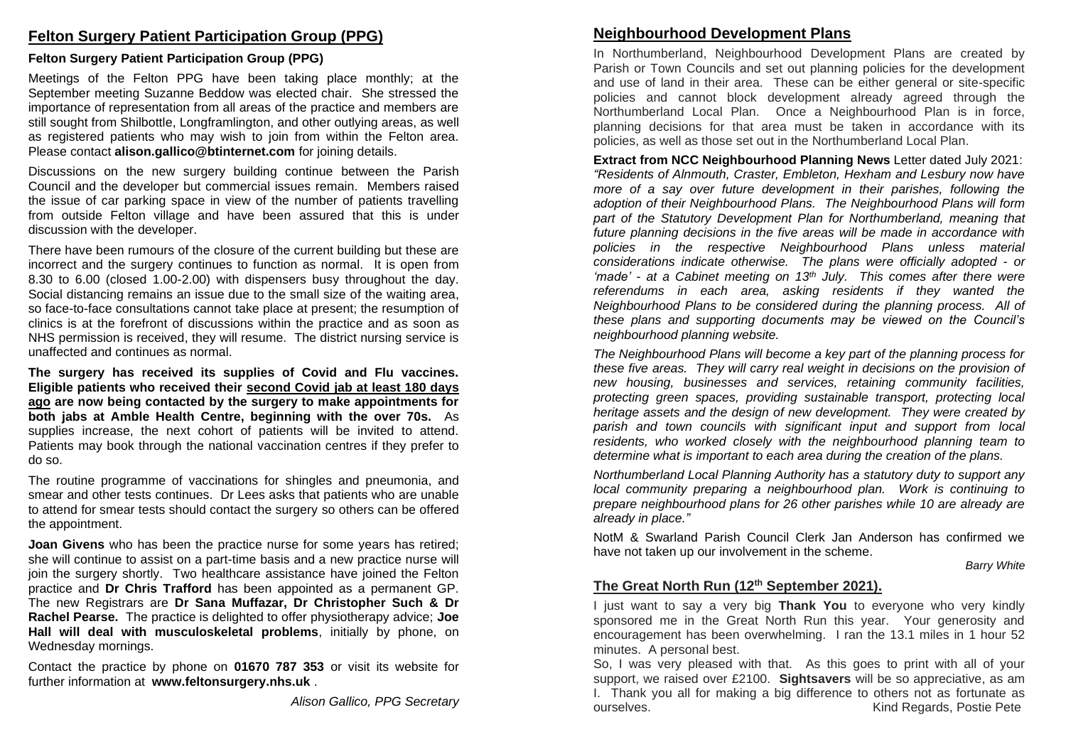## Felton Surgery Patient Participation Group (PPG)

**Felton Surgery Patient Participation Group (PPG)**

Meetings of the Felton PPG have been taking place monthly; at the September meeting Suzanne Beddow was elected chair. She stressed the importance of representation from all areas of the practice and members are still sought from Shilbottle, Longframlington, and other outlying areas, as well as registered patients who may wish to join from within the Felton area. Please contact **alison.gallico@btinternet.com** for joining details.

Discussions on the new surgery building continue between the Parish Council and the developer but commercial issues remain. Members raised the issue of car parking space in view of the number of patients travelling from outside Felton village and have been assured that this is under discussion with the developer.

There have been rumours of the closure of the current building but these are incorrect and the surgery continues to function as normal. It is open from 8.30 to 6.00 (closed 1.00-2.00) with dispensers busy throughout the day. Social distancing remains an issue due to the small size of the waiting area, so face-to-face consultations cannot take place at present; the resumption of clinics is at the forefront of discussions within the practice and as soon as NHS permission is received, they will resume. The district nursing service is unaffected and continues as normal.

**The surgery has received its supplies of Covid and Flu vaccines. Eligible patients who received their second Covid jab at least 180 days ago are now being contacted by the surgery to make appointments for both jabs at Amble Health Centre, beginning with the over 70s.** As supplies increase, the next cohort of patients will be invited to attend. Patients may book through the national vaccination centres if they prefer to do so.

The routine programme of vaccinations for shingles and pneumonia, and smear and other tests continues. Dr Lees asks that patients who are unable to attend for smear tests should contact the surgery so others can be offered the appointment.

**Joan Givens** who has been the practice nurse for some years has retired; she will continue to assist on a part-time basis and a new practice nurse will join the surgery shortly. Two healthcare assistance have joined the Felton practice and **Dr Chris Trafford** has been appointed as a permanent GP. The new Registrars are **Dr Sana Muffazar, Dr Christopher Such & Dr Rachel Pearse.** The practice is delighted to offer physiotherapy advice; **Joe Hall will deal with musculoskeletal problems**, initially by phone, on Wednesday mornings.

Contact the practice by phone on **01670 787 353** or visit its website for further information at **www.feltonsurgery.nhs.uk** .

*Alison Gallico, PPG Secretary*

## Neighbourhood Development Plans

In Northumberland, Neighbourhood Development Plans are created by Parish or Town Councils and set out planning policies for the development and use of land in their area. These can be either general or site-specific policies and cannot block development already agreed through the Northumberland Local Plan. Once a Neighbourhood Plan is in force, planning decisions for that area must be taken in accordance with its policies, as well as those set out in the Northumberland Local Plan.

**Extract from NCC Neighbourhood Planning News** Letter dated July 2021: *"Residents of Alnmouth, Craster, Embleton, Hexham and Lesbury now have more of a say over future development in their parishes, following the adoption of their Neighbourhood Plans. The Neighbourhood Plans will form part of the Statutory Development Plan for Northumberland, meaning that future planning decisions in the five areas will be made in accordance with policies in the respective Neighbourhood Plans unless material considerations indicate otherwise. The plans were officially adopted - or 'made' - at a Cabinet meeting on 13th July. This comes after there were referendums in each area, asking residents if they wanted the Neighbourhood Plans to be considered during the planning process. All of these plans and supporting documents may be viewed on the Council's neighbourhood planning website.*

*The Neighbourhood Plans will become a key part of the planning process for these five areas. They will carry real weight in decisions on the provision of new housing, businesses and services, retaining community facilities, protecting green spaces, providing sustainable transport, protecting local heritage assets and the design of new development. They were created by parish and town councils with significant input and support from local residents, who worked closely with the neighbourhood planning team to determine what is important to each area during the creation of the plans.*

*Northumberland Local Planning Authority has a statutory duty to support any local community preparing a neighbourhood plan. Work is continuing to prepare neighbourhood plans for 26 other parishes while 10 are already are already in place."*

NotM & Swarland Parish Council Clerk Jan Anderson has confirmed we have not taken up our involvement in the scheme.

*Barry White*

## The Great North Run (12th September 2021).

I just want to say a very big **Thank You** to everyone who very kindly sponsored me in the Great North Run this year. Your generosity and encouragement has been overwhelming. I ran the 13.1 miles in 1 hour 52 minutes. A personal best.

So, I was very pleased with that. As this goes to print with all of your support, we raised over £2100. **Sightsavers** will be so appreciative, as am I. Thank you all for making a big difference to others not as fortunate as ourselves.

Kind Regards, Postie Pete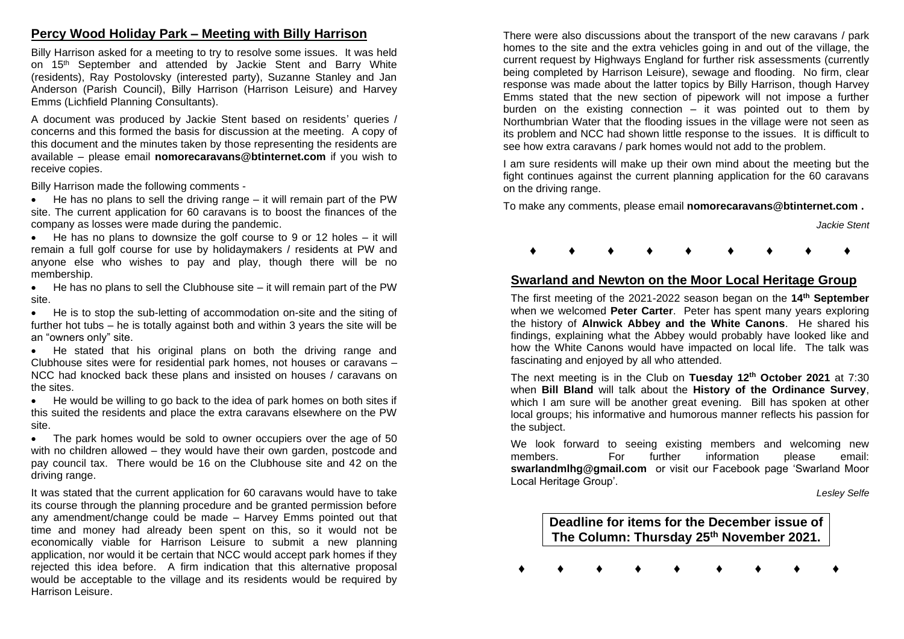## Percy Wood Holiday Park – Meeting with Billy Harrison

Billy Harrison asked for a meeting to try to resolve some issues. It was held on 15th September and attended by Jackie Stent and Barry White (residents), Ray Postolovsky (interested party), Suzanne Stanley and Jan Anderson (Parish Council), Billy Harrison (Harrison Leisure) and Harvey Emms (Lichfield Planning Consultants).

A document was produced by Jackie Stent based on residents' queries / concerns and this formed the basis for discussion at the meeting. A copy of this document and the minutes taken by those representing the residents are available – please email **nomorecaravans@btinternet.com** if you wish to receive copies.

Billy Harrison made the following comments -

- He has no plans to sell the driving range – it will remain part of the PW site. The current application for 60 caravans is to boost the finances of the company as losses were made during the pandemic.
- He has no plans to downsize the golf course to 9 or 12 holes – it will remain a full golf course for use by holidaymakers / residents at PW and anyone else who wishes to pay and play, though there will be no membership.
- He has no plans to sell the Clubhouse site – it will remain part of the PW site.
- He is to stop the sub-letting of accommodation on-site and the siting of further hot tubs – he is totally against both and within 3 years the site will be an "owners only" site.
- He stated that his original plans on both the driving range and Clubhouse sites were for residential park homes, not houses or caravans – NCC had knocked back these plans and insisted on houses / caravans on the sites.
- He would be willing to go back to the idea of park homes on both sites if this suited the residents and place the extra caravans elsewhere on the PW site.
- The park homes would be sold to owner occupiers over the age of 50 with no children allowed – they would have their own garden, postcode and pay council tax. There would be 16 on the Clubhouse site and 42 on the driving range.

It was stated that the current application for 60 caravans would have to take its course through the planning procedure and be granted permission before any amendment/change could be made – Harvey Emms pointed out that time and money had already been spent on this, so it would not be economically viable for Harrison Leisure to submit a new planning application, nor would it be certain that NCC would accept park homes if they rejected this idea before. A firm indication that this alternative proposal would be acceptable to the village and its residents would be required by Harrison Leisure.

There were also discussions about the transport of the new caravans / park homes to the site and the extra vehicles going in and out of the village, the current request by Highways England for further risk assessments (currently being completed by Harrison Leisure), sewage and flooding. No firm, clear response was made about the latter topics by Billy Harrison, though Harvey Emms stated that the new section of pipework will not impose a further burden on the existing connection – it was pointed out to them by Northumbrian Water that the flooding issues in the village were not seen as its problem and NCC had shown little response to the issues. It is difficult to see how extra caravans / park homes would not add to the problem.

I am sure residents will make up their own mind about the meeting but the fight continues against the current planning application for the 60 caravans on the driving range.

To make any comments, please email **nomorecaravans@btinternet.com .**

*Jackie Stent*

♦ ♦ ♦ ♦ ♦ ♦ ♦ ♦ ♦

## Swarland and Newton on the Moor Local Heritage Group

The first meeting of the 2021-2022 season began on the **14th September** when we welcomed **Peter Carter**. Peter has spent many years exploring the history of **Alnwick Abbey and the White Canons**. He shared his findings, explaining what the Abbey would probably have looked like and how the White Canons would have impacted on local life. The talk was fascinating and enjoyed by all who attended.

The next meeting is in the Club on **Tuesday 12th October 2021** at 7:30 when **Bill Bland** will talk about the **History of the Ordinance Survey**, which I am sure will be another great evening. Bill has spoken at other local groups; his informative and humorous manner reflects his passion for the subject.

We look forward to seeing existing members and welcoming new members. For further information please email: **swarlandmlhg@gmail.com** or visit our Facebook page 'Swarland Moor Local Heritage Group'.

*Lesley Selfe*

**Deadline for items for the December issue of The Column: Thursday 25th November 2021.**

♦ ♦ ♦ ♦ ♦ ♦ ♦ ♦ ♦